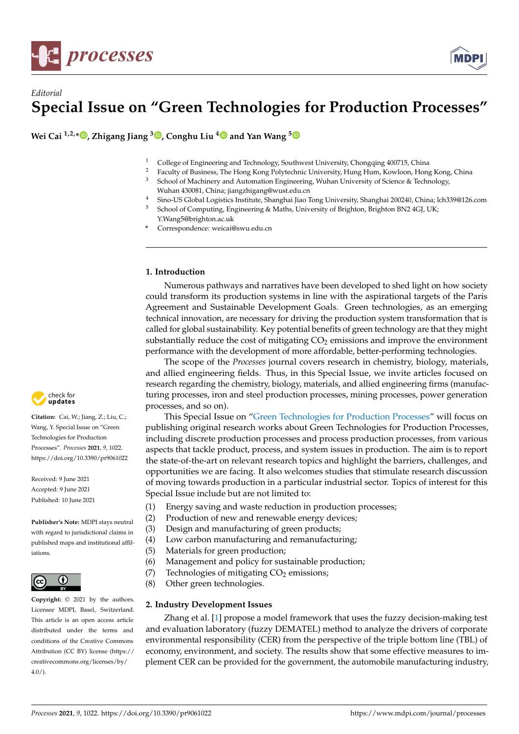*Editorial*

# Special Issue on "Green Technologies for Production Processes"

**Wei Cai [1,2,*], Zhigang Jiang [3], Conghu Liu [4] and Yan Wang [5]**

[1] College of Engineering and Technology, Southwest University, Chongqing 400715, China
[2] Faculty of Business, The Hong Kong Polytechnic University, Hung Hum, Kowloon, Hong Kong, China
[3] School of Machinery and Automation Engineering, Wuhan University of Science & Technology, Wuhan 430081, China; jiangzhigang@wust.edu.cn
[4] Sino-US Global Logistics Institute, Shanghai Jiao Tong University, Shanghai 200240, China; lch339@126.com
[5] School of Computing, Engineering & Maths, University of Brighton, Brighton BN2 4GJ, UK; Y.Wang5@brighton.ac.uk
* Correspondence: weicai@swu.edu.cn

**Citation:** Cai, W.; Jiang, Z.; Liu, C.; Wang, Y. Special Issue on "Green Technologies for Production Processes". *Processes* **2021**, *9*, 1022. https://doi.org/10.3390/pr9061022

Received: 9 June 2021
Accepted: 9 June 2021
Published: 10 June 2021

**Publisher's Note:** MDPI stays neutral with regard to jurisdictional claims in published maps and institutional affiliations.

**Copyright:** © 2021 by the authors. Licensee MDPI, Basel, Switzerland. This article is an open access article distributed under the terms and conditions of the Creative Commons Attribution (CC BY) license (https://creativecommons.org/licenses/by/4.0/).

## 1. Introduction

Numerous pathways and narratives have been developed to shed light on how society could transform its production systems in line with the aspirational targets of the Paris Agreement and Sustainable Development Goals. Green technologies, as an emerging technical innovation, are necessary for driving the production system transformation that is called for global sustainability. Key potential benefits of green technology are that they might substantially reduce the cost of mitigating $CO_2$ emissions and improve the environment performance with the development of more affordable, better-performing technologies.

The scope of the *Processes* journal covers research in chemistry, biology, materials, and allied engineering fields. Thus, in this Special Issue, we invite articles focused on research regarding the chemistry, biology, materials, and allied engineering firms (manufacturing processes, iron and steel production processes, mining processes, power generation processes, and so on).

This Special Issue on "Green Technologies for Production Processes" will focus on publishing original research works about Green Technologies for Production Processes, including discrete production processes and process production processes, from various aspects that tackle product, process, and system issues in production. The aim is to report the state-of-the-art on relevant research topics and highlight the barriers, challenges, and opportunities we are facing. It also welcomes studies that stimulate research discussion of moving towards production in a particular industrial sector. Topics of interest for this Special Issue include but are not limited to:

(1) Energy saving and waste reduction in production processes;
(2) Production of new and renewable energy devices;
(3) Design and manufacturing of green products;
(4) Low carbon manufacturing and remanufacturing;
(5) Materials for green production;
(6) Management and policy for sustainable production;
(7) Technologies of mitigating $CO_2$ emissions;
(8) Other green technologies.

## 2. Industry Development Issues

Zhang et al. [1] propose a model framework that uses the fuzzy decision-making test and evaluation laboratory (fuzzy DEMATEL) method to analyze the drivers of corporate environmental responsibility (CER) from the perspective of the triple bottom line (TBL) of economy, environment, and society. The results show that some effective measures to implement CER can be provided for the government, the automobile manufacturing industry,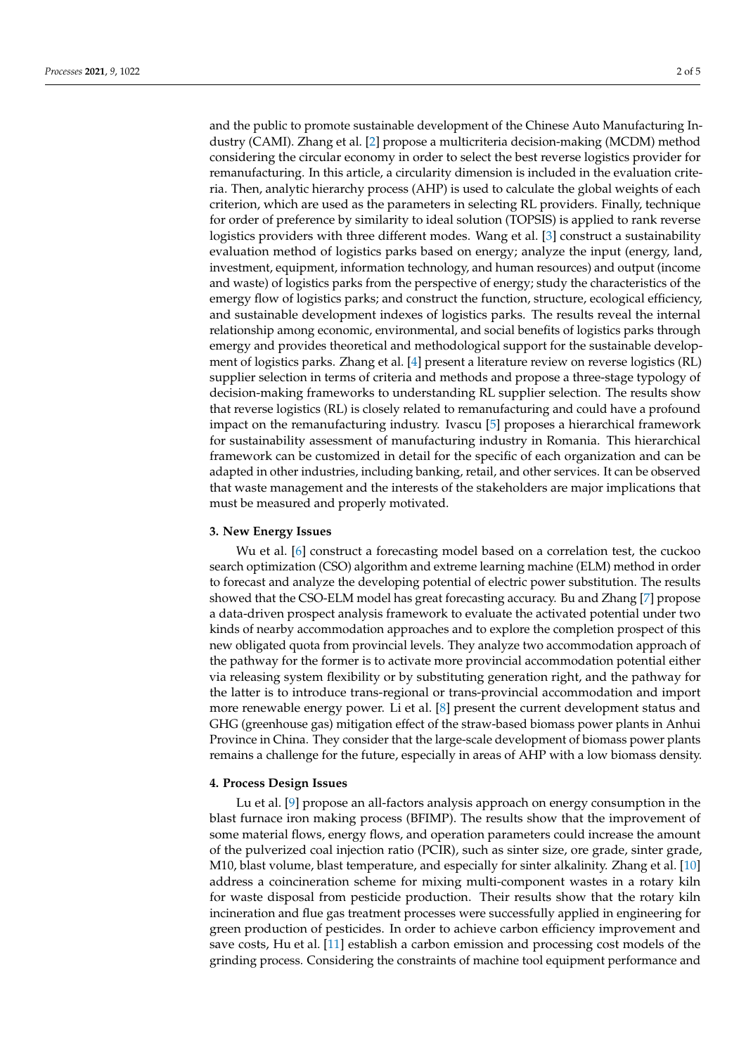and the public to promote sustainable development of the Chinese Auto Manufacturing Industry (CAMI). Zhang et al. [2] propose a multicriteria decision-making (MCDM) method considering the circular economy in order to select the best reverse logistics provider for remanufacturing. In this article, a circularity dimension is included in the evaluation criteria. Then, analytic hierarchy process (AHP) is used to calculate the global weights of each criterion, which are used as the parameters in selecting RL providers. Finally, technique for order of preference by similarity to ideal solution (TOPSIS) is applied to rank reverse logistics providers with three different modes. Wang et al. [3] construct a sustainability evaluation method of logistics parks based on energy; analyze the input (energy, land, investment, equipment, information technology, and human resources) and output (income and waste) of logistics parks from the perspective of energy; study the characteristics of the emergy flow of logistics parks; and construct the function, structure, ecological efficiency, and sustainable development indexes of logistics parks. The results reveal the internal relationship among economic, environmental, and social benefits of logistics parks through emergy and provides theoretical and methodological support for the sustainable development of logistics parks. Zhang et al. [4] present a literature review on reverse logistics (RL) supplier selection in terms of criteria and methods and propose a three-stage typology of decision-making frameworks to understanding RL supplier selection. The results show that reverse logistics (RL) is closely related to remanufacturing and could have a profound impact on the remanufacturing industry. Ivascu [5] proposes a hierarchical framework for sustainability assessment of manufacturing industry in Romania. This hierarchical framework can be customized in detail for the specific of each organization and can be adapted in other industries, including banking, retail, and other services. It can be observed that waste management and the interests of the stakeholders are major implications that must be measured and properly motivated.

## 3. New Energy Issues

Wu et al. [6] construct a forecasting model based on a correlation test, the cuckoo search optimization (CSO) algorithm and extreme learning machine (ELM) method in order to forecast and analyze the developing potential of electric power substitution. The results showed that the CSO-ELM model has great forecasting accuracy. Bu and Zhang [7] propose a data-driven prospect analysis framework to evaluate the activated potential under two kinds of nearby accommodation approaches and to explore the completion prospect of this new obligated quota from provincial levels. They analyze two accommodation approach of the pathway for the former is to activate more provincial accommodation potential either via releasing system flexibility or by substituting generation right, and the pathway for the latter is to introduce trans-regional or trans-provincial accommodation and import more renewable energy power. Li et al. [8] present the current development status and GHG (greenhouse gas) mitigation effect of the straw-based biomass power plants in Anhui Province in China. They consider that the large-scale development of biomass power plants remains a challenge for the future, especially in areas of AHP with a low biomass density.

## 4. Process Design Issues

Lu et al. [9] propose an all-factors analysis approach on energy consumption in the blast furnace iron making process (BFIMP). The results show that the improvement of some material flows, energy flows, and operation parameters could increase the amount of the pulverized coal injection ratio (PCIR), such as sinter size, ore grade, sinter grade, M10, blast volume, blast temperature, and especially for sinter alkalinity. Zhang et al. [10] address a coincineration scheme for mixing multi-component wastes in a rotary kiln for waste disposal from pesticide production. Their results show that the rotary kiln incineration and flue gas treatment processes were successfully applied in engineering for green production of pesticides. In order to achieve carbon efficiency improvement and save costs, Hu et al. [11] establish a carbon emission and processing cost models of the grinding process. Considering the constraints of machine tool equipment performance and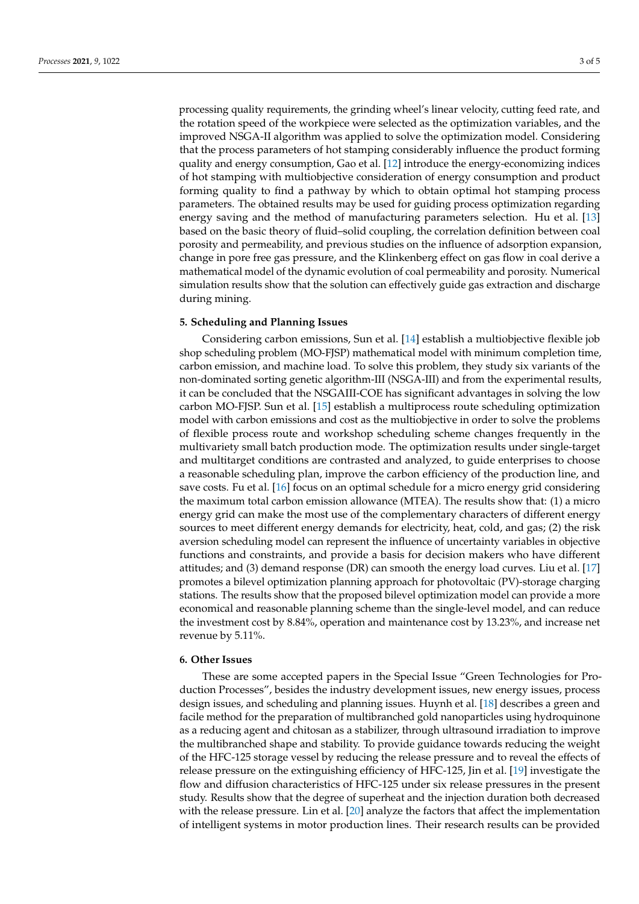processing quality requirements, the grinding wheel's linear velocity, cutting feed rate, and the rotation speed of the workpiece were selected as the optimization variables, and the improved NSGA-II algorithm was applied to solve the optimization model. Considering that the process parameters of hot stamping considerably influence the product forming quality and energy consumption, Gao et al. [12] introduce the energy-economizing indices of hot stamping with multiobjective consideration of energy consumption and product forming quality to find a pathway by which to obtain optimal hot stamping process parameters. The obtained results may be used for guiding process optimization regarding energy saving and the method of manufacturing parameters selection. Hu et al. [13] based on the basic theory of fluid–solid coupling, the correlation definition between coal porosity and permeability, and previous studies on the influence of adsorption expansion, change in pore free gas pressure, and the Klinkenberg effect on gas flow in coal derive a mathematical model of the dynamic evolution of coal permeability and porosity. Numerical simulation results show that the solution can effectively guide gas extraction and discharge during mining.

## 5. Scheduling and Planning Issues

Considering carbon emissions, Sun et al. [14] establish a multiobjective flexible job shop scheduling problem (MO-FJSP) mathematical model with minimum completion time, carbon emission, and machine load. To solve this problem, they study six variants of the non-dominated sorting genetic algorithm-III (NSGA-III) and from the experimental results, it can be concluded that the NSGAIII-COE has significant advantages in solving the low carbon MO-FJSP. Sun et al. [15] establish a multiprocess route scheduling optimization model with carbon emissions and cost as the multiobjective in order to solve the problems of flexible process route and workshop scheduling scheme changes frequently in the multivariety small batch production mode. The optimization results under single-target and multitarget conditions are contrasted and analyzed, to guide enterprises to choose a reasonable scheduling plan, improve the carbon efficiency of the production line, and save costs. Fu et al. [16] focus on an optimal schedule for a micro energy grid considering the maximum total carbon emission allowance (MTEA). The results show that: (1) a micro energy grid can make the most use of the complementary characters of different energy sources to meet different energy demands for electricity, heat, cold, and gas; (2) the risk aversion scheduling model can represent the influence of uncertainty variables in objective functions and constraints, and provide a basis for decision makers who have different attitudes; and (3) demand response (DR) can smooth the energy load curves. Liu et al. [17] promotes a bilevel optimization planning approach for photovoltaic (PV)-storage charging stations. The results show that the proposed bilevel optimization model can provide a more economical and reasonable planning scheme than the single-level model, and can reduce the investment cost by 8.84%, operation and maintenance cost by 13.23%, and increase net revenue by 5.11%.

## 6. Other Issues

These are some accepted papers in the Special Issue "Green Technologies for Production Processes", besides the industry development issues, new energy issues, process design issues, and scheduling and planning issues. Huynh et al. [18] describes a green and facile method for the preparation of multibranched gold nanoparticles using hydroquinone as a reducing agent and chitosan as a stabilizer, through ultrasound irradiation to improve the multibranched shape and stability. To provide guidance towards reducing the weight of the HFC-125 storage vessel by reducing the release pressure and to reveal the effects of release pressure on the extinguishing efficiency of HFC-125, Jin et al. [19] investigate the flow and diffusion characteristics of HFC-125 under six release pressures in the present study. Results show that the degree of superheat and the injection duration both decreased with the release pressure. Lin et al. [20] analyze the factors that affect the implementation of intelligent systems in motor production lines. Their research results can be provided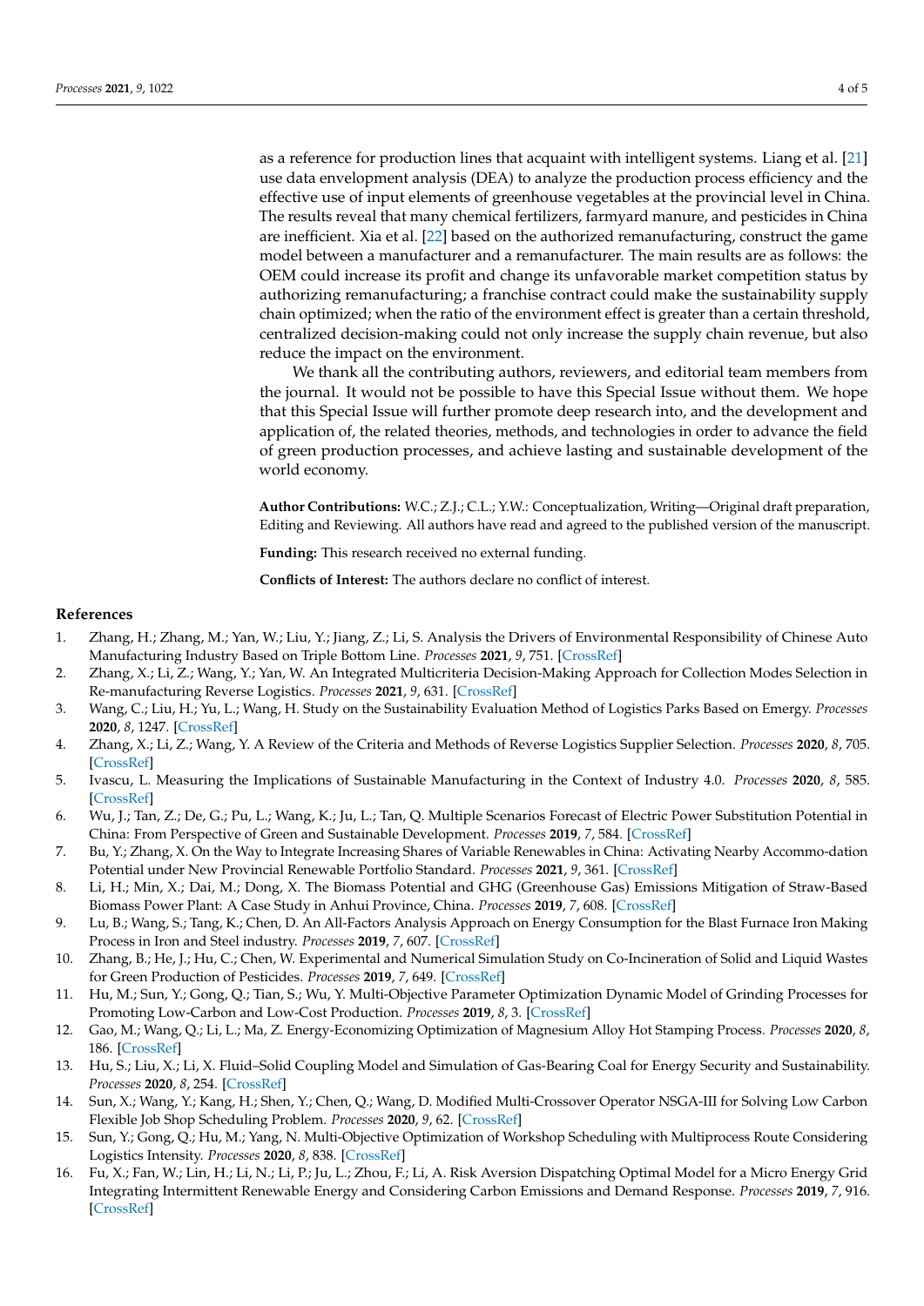as a reference for production lines that acquaint with intelligent systems. Liang et al. [21] use data envelopment analysis (DEA) to analyze the production process efficiency and the effective use of input elements of greenhouse vegetables at the provincial level in China. The results reveal that many chemical fertilizers, farmyard manure, and pesticides in China are inefficient. Xia et al. [22] based on the authorized remanufacturing, construct the game model between a manufacturer and a remanufacturer. The main results are as follows: the OEM could increase its profit and change its unfavorable market competition status by authorizing remanufacturing; a franchise contract could make the sustainability supply chain optimized; when the ratio of the environment effect is greater than a certain threshold, centralized decision-making could not only increase the supply chain revenue, but also reduce the impact on the environment.

We thank all the contributing authors, reviewers, and editorial team members from the journal. It would not be possible to have this Special Issue without them. We hope that this Special Issue will further promote deep research into, and the development and application of, the related theories, methods, and technologies in order to advance the field of green production processes, and achieve lasting and sustainable development of the world economy.

**Author Contributions:** W.C.; Z.J.; C.L.; Y.W.: Conceptualization, Writing—Original draft preparation, Editing and Reviewing. All authors have read and agreed to the published version of the manuscript.

**Funding:** This research received no external funding.

**Conflicts of Interest:** The authors declare no conflict of interest.

## References

1. Zhang, H.; Zhang, M.; Yan, W.; Liu, Y.; Jiang, Z.; Li, S. Analysis the Drivers of Environmental Responsibility of Chinese Auto Manufacturing Industry Based on Triple Bottom Line. *Processes* **2021**, *9*, 751. [CrossRef]
2. Zhang, X.; Li, Z.; Wang, Y.; Yan, W. An Integrated Multicriteria Decision-Making Approach for Collection Modes Selection in Re-manufacturing Reverse Logistics. *Processes* **2021**, *9*, 631. [CrossRef]
3. Wang, C.; Liu, H.; Yu, L.; Wang, H. Study on the Sustainability Evaluation Method of Logistics Parks Based on Emergy. *Processes* **2020**, *8*, 1247. [CrossRef]
4. Zhang, X.; Li, Z.; Wang, Y. A Review of the Criteria and Methods of Reverse Logistics Supplier Selection. *Processes* **2020**, *8*, 705. [CrossRef]
5. Ivascu, L. Measuring the Implications of Sustainable Manufacturing in the Context of Industry 4.0. *Processes* **2020**, *8*, 585. [CrossRef]
6. Wu, J.; Tan, Z.; De, G.; Pu, L.; Wang, K.; Ju, L.; Tan, Q. Multiple Scenarios Forecast of Electric Power Substitution Potential in China: From Perspective of Green and Sustainable Development. *Processes* **2019**, *7*, 584. [CrossRef]
7. Bu, Y.; Zhang, X. On the Way to Integrate Increasing Shares of Variable Renewables in China: Activating Nearby Accommo-dation Potential under New Provincial Renewable Portfolio Standard. *Processes* **2021**, *9*, 361. [CrossRef]
8. Li, H.; Min, X.; Dai, M.; Dong, X. The Biomass Potential and GHG (Greenhouse Gas) Emissions Mitigation of Straw-Based Biomass Power Plant: A Case Study in Anhui Province, China. *Processes* **2019**, *7*, 608. [CrossRef]
9. Lu, B.; Wang, S.; Tang, K.; Chen, D. An All-Factors Analysis Approach on Energy Consumption for the Blast Furnace Iron Making Process in Iron and Steel industry. *Processes* **2019**, *7*, 607. [CrossRef]
10. Zhang, B.; He, J.; Hu, C.; Chen, W. Experimental and Numerical Simulation Study on Co-Incineration of Solid and Liquid Wastes for Green Production of Pesticides. *Processes* **2019**, *7*, 649. [CrossRef]
11. Hu, M.; Sun, Y.; Gong, Q.; Tian, S.; Wu, Y. Multi-Objective Parameter Optimization Dynamic Model of Grinding Processes for Promoting Low-Carbon and Low-Cost Production. *Processes* **2019**, *8*, 3. [CrossRef]
12. Gao, M.; Wang, Q.; Li, L.; Ma, Z. Energy-Economizing Optimization of Magnesium Alloy Hot Stamping Process. *Processes* **2020**, *8*, 186. [CrossRef]
13. Hu, S.; Liu, X.; Li, X. Fluid–Solid Coupling Model and Simulation of Gas-Bearing Coal for Energy Security and Sustainability. *Processes* **2020**, *8*, 254. [CrossRef]
14. Sun, X.; Wang, Y.; Kang, H.; Shen, Y.; Chen, Q.; Wang, D. Modified Multi-Crossover Operator NSGA-III for Solving Low Carbon Flexible Job Shop Scheduling Problem. *Processes* **2020**, *9*, 62. [CrossRef]
15. Sun, Y.; Gong, Q.; Hu, M.; Yang, N. Multi-Objective Optimization of Workshop Scheduling with Multiprocess Route Considering Logistics Intensity. *Processes* **2020**, *8*, 838. [CrossRef]
16. Fu, X.; Fan, W.; Lin, H.; Li, N.; Li, P.; Ju, L.; Zhou, F.; Li, A. Risk Aversion Dispatching Optimal Model for a Micro Energy Grid Integrating Intermittent Renewable Energy and Considering Carbon Emissions and Demand Response. *Processes* **2019**, *7*, 916. [CrossRef]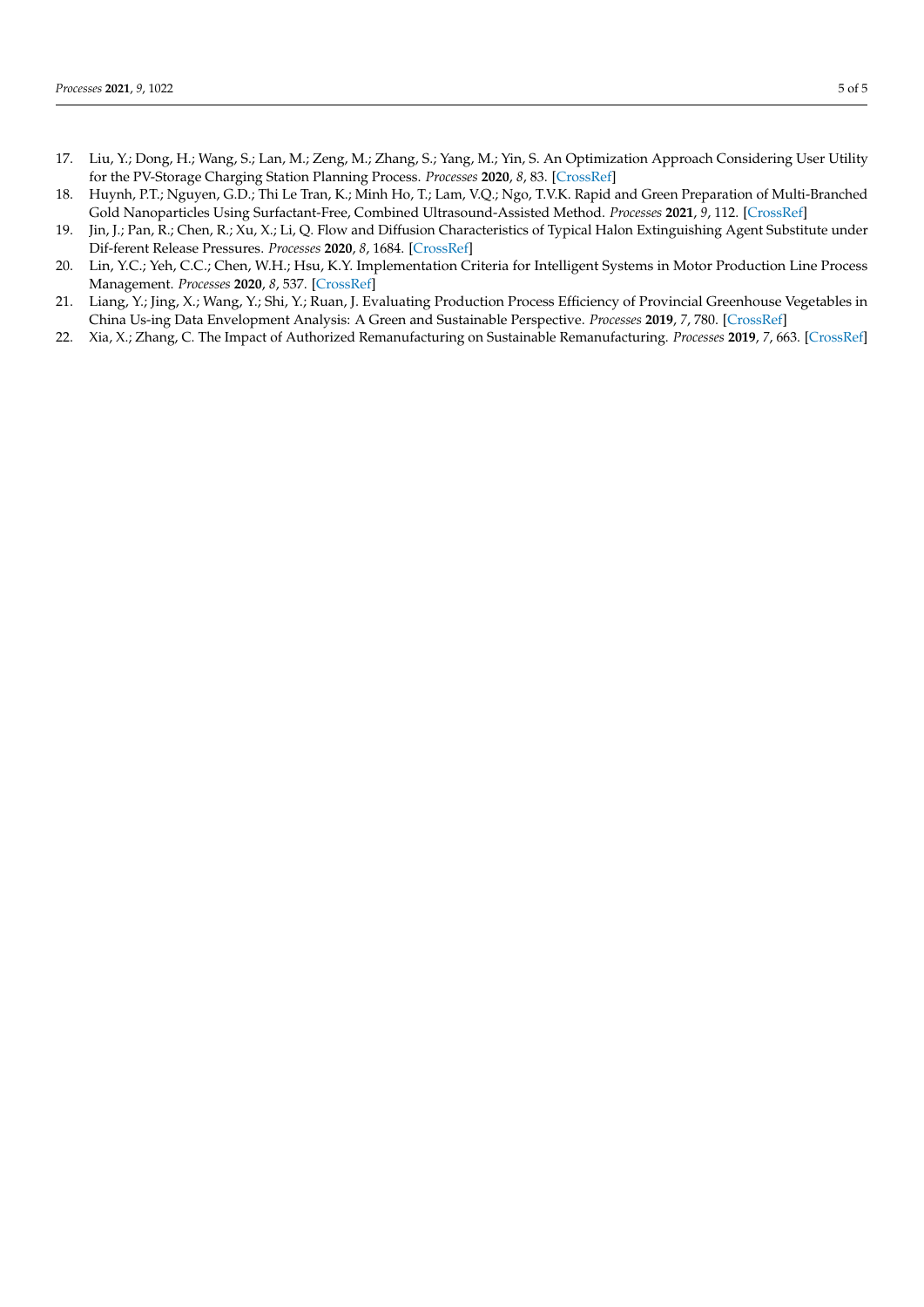17. Liu, Y.; Dong, H.; Wang, S.; Lan, M.; Zeng, M.; Zhang, S.; Yang, M.; Yin, S. An Optimization Approach Considering User Utility for the PV-Storage Charging Station Planning Process. *Processes* **2020**, *8*, 83. [CrossRef]
18. Huynh, P.T.; Nguyen, G.D.; Thi Le Tran, K.; Minh Ho, T.; Lam, V.Q.; Ngo, T.V.K. Rapid and Green Preparation of Multi-Branched Gold Nanoparticles Using Surfactant-Free, Combined Ultrasound-Assisted Method. *Processes* **2021**, *9*, 112. [CrossRef]
19. Jin, J.; Pan, R.; Chen, R.; Xu, X.; Li, Q. Flow and Diffusion Characteristics of Typical Halon Extinguishing Agent Substitute under Dif-ferent Release Pressures. *Processes* **2020**, *8*, 1684. [CrossRef]
20. Lin, Y.C.; Yeh, C.C.; Chen, W.H.; Hsu, K.Y. Implementation Criteria for Intelligent Systems in Motor Production Line Process Management. *Processes* **2020**, *8*, 537. [CrossRef]
21. Liang, Y.; Jing, X.; Wang, Y.; Shi, Y.; Ruan, J. Evaluating Production Process Efficiency of Provincial Greenhouse Vegetables in China Us-ing Data Envelopment Analysis: A Green and Sustainable Perspective. *Processes* **2019**, *7*, 780. [CrossRef]
22. Xia, X.; Zhang, C. The Impact of Authorized Remanufacturing on Sustainable Remanufacturing. *Processes* **2019**, *7*, 663. [CrossRef]